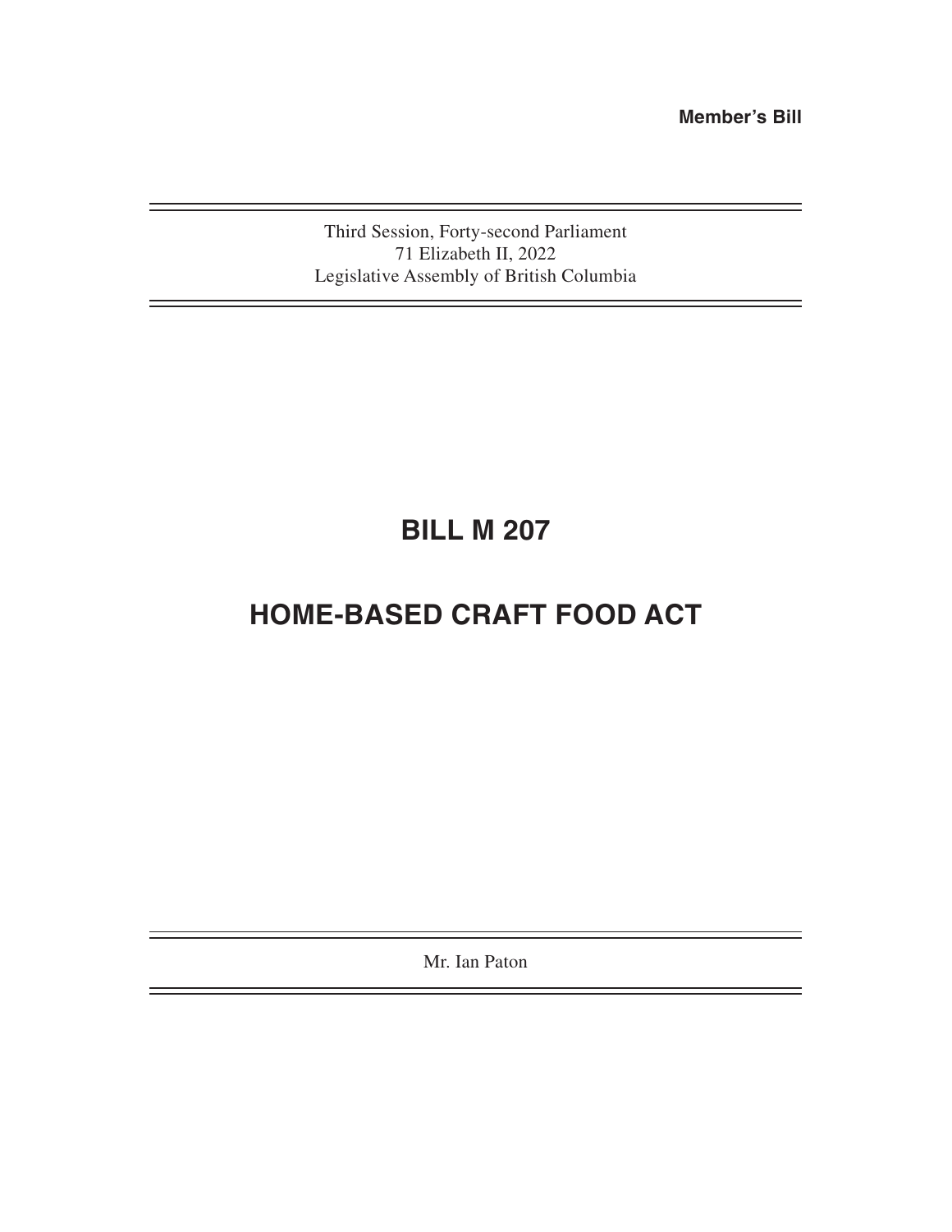**Member's Bill**

Third Session, Forty-second Parliament
71 Elizabeth II, 2022
Legislative Assembly of British Columbia

# BILL M 207

# HOME-BASED CRAFT FOOD ACT

Mr. Ian Paton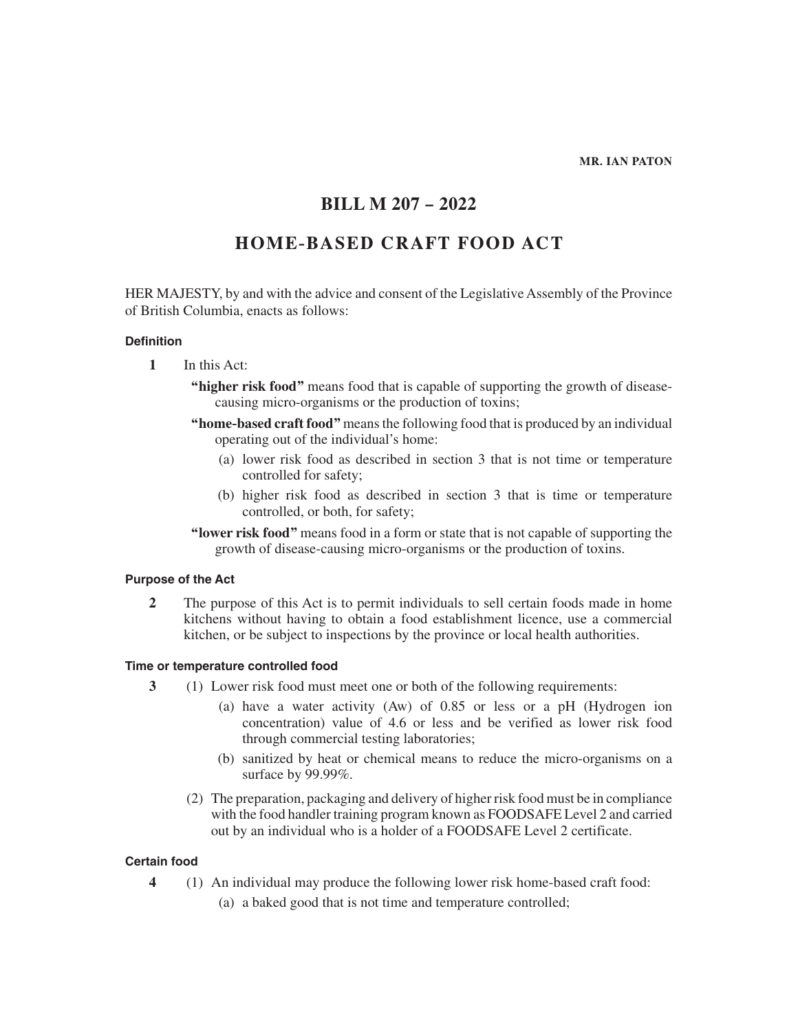**MR. IAN PATON**

# BILL M 207 – 2022

# HOME-BASED CRAFT FOOD ACT

HER MAJESTY, by and with the advice and consent of the Legislative Assembly of the Province of British Columbia, enacts as follows:

### Definition

**1** In this Act:

**"higher risk food"** means food that is capable of supporting the growth of disease-causing micro-organisms or the production of toxins;

**"home-based craft food"** means the following food that is produced by an individual operating out of the individual's home:

(a) lower risk food as described in section 3 that is not time or temperature controlled for safety;

(b) higher risk food as described in section 3 that is time or temperature controlled, or both, for safety;

**"lower risk food"** means food in a form or state that is not capable of supporting the growth of disease-causing micro-organisms or the production of toxins.

### Purpose of the Act

**2** The purpose of this Act is to permit individuals to sell certain foods made in home kitchens without having to obtain a food establishment licence, use a commercial kitchen, or be subject to inspections by the province or local health authorities.

### Time or temperature controlled food

**3** (1) Lower risk food must meet one or both of the following requirements:

(a) have a water activity (Aw) of 0.85 or less or a pH (Hydrogen ion concentration) value of 4.6 or less and be verified as lower risk food through commercial testing laboratories;

(b) sanitized by heat or chemical means to reduce the micro-organisms on a surface by 99.99%.

(2) The preparation, packaging and delivery of higher risk food must be in compliance with the food handler training program known as FOODSAFE Level 2 and carried out by an individual who is a holder of a FOODSAFE Level 2 certificate.

### Certain food

**4** (1) An individual may produce the following lower risk home-based craft food:

(a) a baked good that is not time and temperature controlled;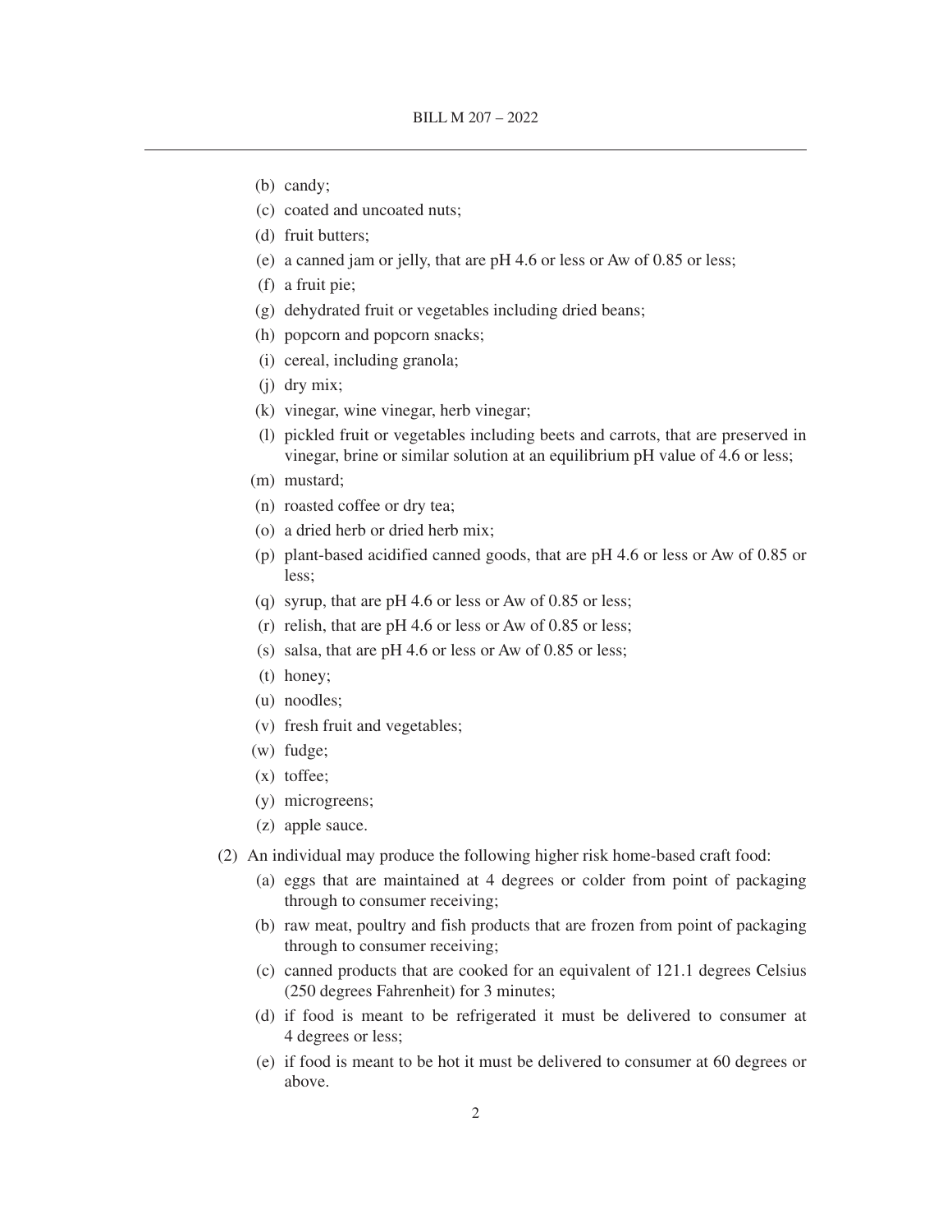(b) candy;

(c) coated and uncoated nuts;

(d) fruit butters;

(e) a canned jam or jelly, that are pH 4.6 or less or Aw of 0.85 or less;

(f) a fruit pie;

(g) dehydrated fruit or vegetables including dried beans;

(h) popcorn and popcorn snacks;

(i) cereal, including granola;

(j) dry mix;

(k) vinegar, wine vinegar, herb vinegar;

(l) pickled fruit or vegetables including beets and carrots, that are preserved in vinegar, brine or similar solution at an equilibrium pH value of 4.6 or less;

(m) mustard;

(n) roasted coffee or dry tea;

(o) a dried herb or dried herb mix;

(p) plant-based acidified canned goods, that are pH 4.6 or less or Aw of 0.85 or less;

(q) syrup, that are pH 4.6 or less or Aw of 0.85 or less;

(r) relish, that are pH 4.6 or less or Aw of 0.85 or less;

(s) salsa, that are pH 4.6 or less or Aw of 0.85 or less;

(t) honey;

(u) noodles;

(v) fresh fruit and vegetables;

(w) fudge;

(x) toffee;

(y) microgreens;

(z) apple sauce.

(2) An individual may produce the following higher risk home-based craft food:

(a) eggs that are maintained at 4 degrees or colder from point of packaging through to consumer receiving;

(b) raw meat, poultry and fish products that are frozen from point of packaging through to consumer receiving;

(c) canned products that are cooked for an equivalent of 121.1 degrees Celsius (250 degrees Fahrenheit) for 3 minutes;

(d) if food is meant to be refrigerated it must be delivered to consumer at 4 degrees or less;

(e) if food is meant to be hot it must be delivered to consumer at 60 degrees or above.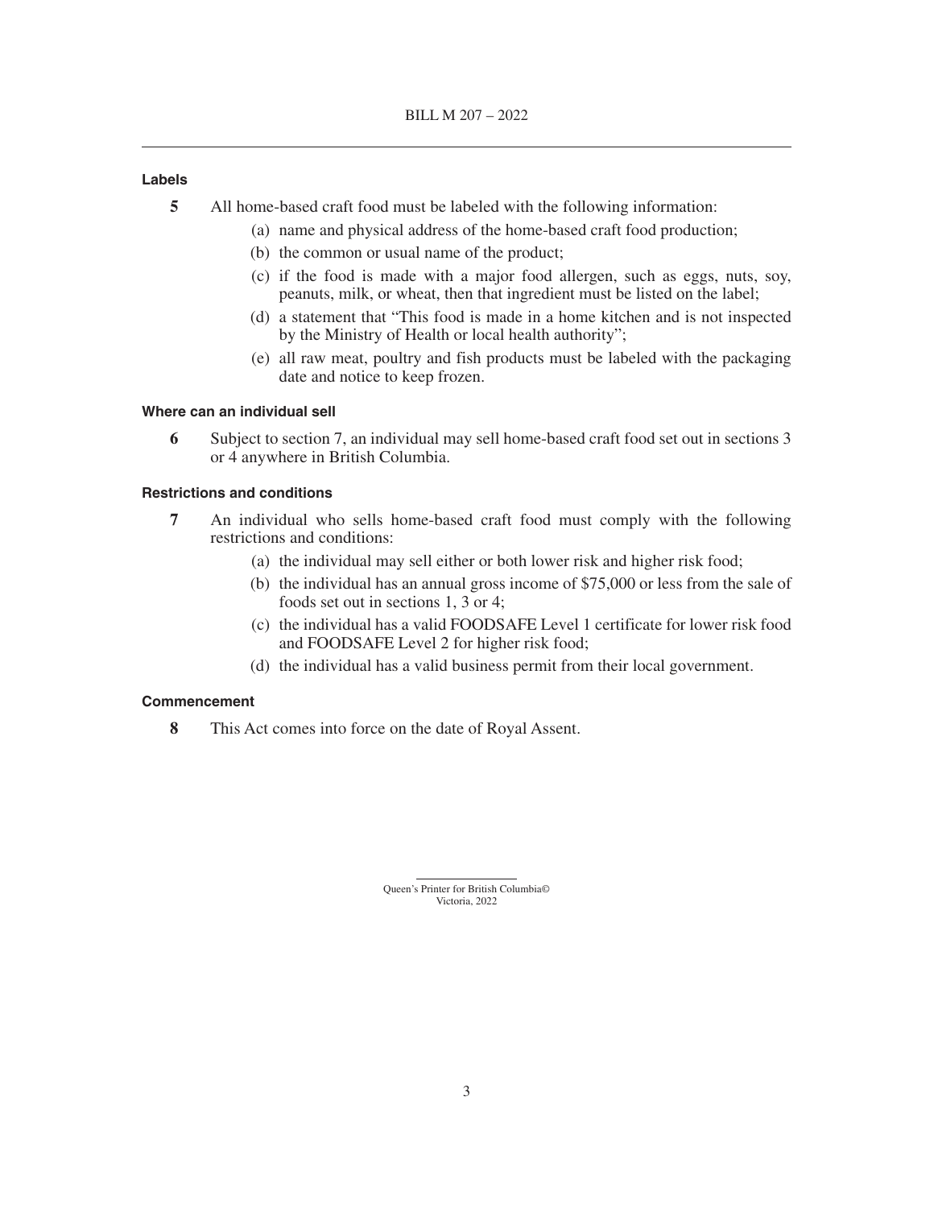#### Labels

**5** All home-based craft food must be labeled with the following information:

- (a) name and physical address of the home-based craft food production;
- (b) the common or usual name of the product;
- (c) if the food is made with a major food allergen, such as eggs, nuts, soy, peanuts, milk, or wheat, then that ingredient must be listed on the label;
- (d) a statement that "This food is made in a home kitchen and is not inspected by the Ministry of Health or local health authority";
- (e) all raw meat, poultry and fish products must be labeled with the packaging date and notice to keep frozen.

#### Where can an individual sell

**6** Subject to section 7, an individual may sell home-based craft food set out in sections 3 or 4 anywhere in British Columbia.

#### Restrictions and conditions

**7** An individual who sells home-based craft food must comply with the following restrictions and conditions:

- (a) the individual may sell either or both lower risk and higher risk food;
- (b) the individual has an annual gross income of $75,000 or less from the sale of foods set out in sections 1, 3 or 4;
- (c) the individual has a valid FOODSAFE Level 1 certificate for lower risk food and FOODSAFE Level 2 for higher risk food;
- (d) the individual has a valid business permit from their local government.

#### Commencement

**8** This Act comes into force on the date of Royal Assent.

Queen's Printer for British Columbia©
Victoria, 2022